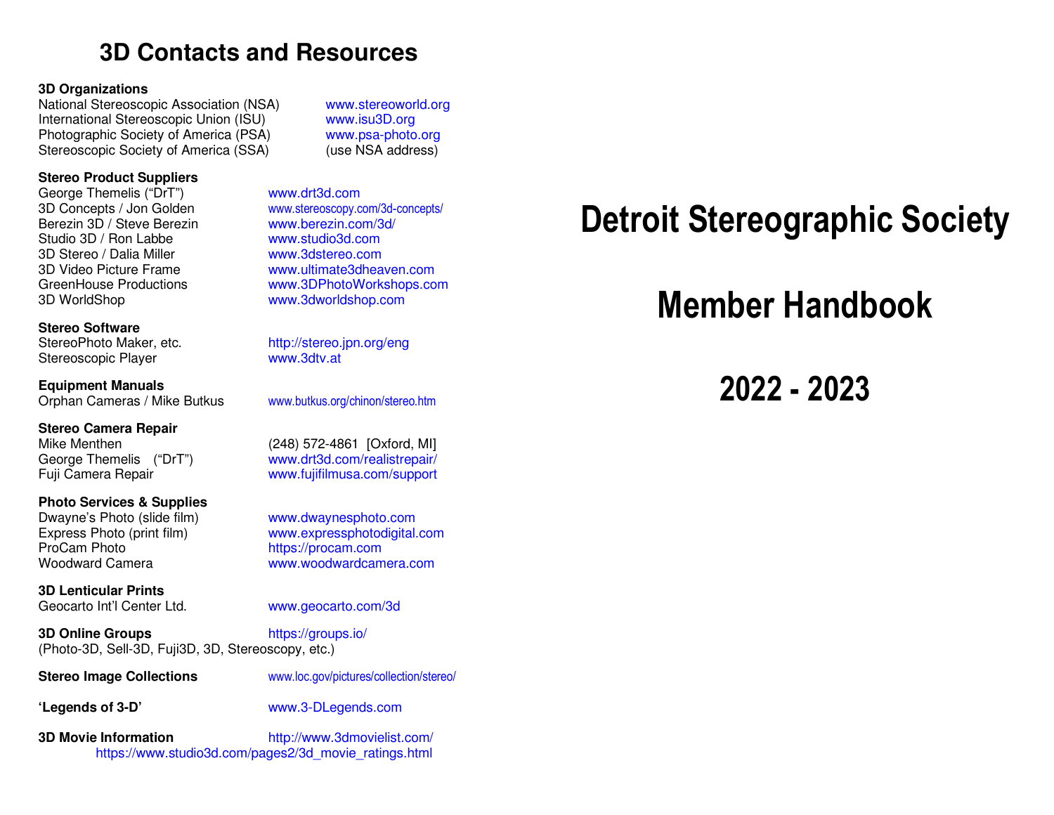# 3D Contacts and Resources

**3D Organizations**

| | |
|---|---|
| National Stereoscopic Association (NSA) | www.stereoworld.org |
| International Stereoscopic Union (ISU) | www.isu3D.org |
| Photographic Society of America (PSA) | www.psa-photo.org |
| Stereoscopic Society of America (SSA) | (use NSA address) |

**Stereo Product Suppliers**

| | |
|---|---|
| George Themelis ("DrT") | www.drt3d.com |
| 3D Concepts / Jon Golden | www.stereoscopy.com/3d-concepts/ |
| Berezin 3D / Steve Berezin | www.berezin.com/3d/ |
| Studio 3D / Ron Labbe | www.studio3d.com |
| 3D Stereo / Dalia Miller | www.3dstereo.com |
| 3D Video Picture Frame | www.ultimate3dheaven.com |
| GreenHouse Productions | www.3DPhotoWorkshops.com |
| 3D WorldShop | www.3dworldshop.com |

**Stereo Software**

| | |
|---|---|
| StereoPhoto Maker, etc. | http://stereo.jpn.org/eng |
| Stereoscopic Player | www.3dtv.at |

**Equipment Manuals**

| | |
|---|---|
| Orphan Cameras / Mike Butkus | www.butkus.org/chinon/stereo.htm |

**Stereo Camera Repair**

| | |
|---|---|
| Mike Menthen | (248) 572-4861 [Oxford, MI] |
| George Themelis ("DrT") | www.drt3d.com/realistrepair/ |
| Fuji Camera Repair | www.fujifilmusa.com/support |

**Photo Services & Supplies**

| | |
|---|---|
| Dwayne's Photo (slide film) | www.dwaynesphoto.com |
| Express Photo (print film) | www.expressphotodigital.com |
| ProCam Photo | https://procam.com |
| Woodward Camera | www.woodwardcamera.com |

**3D Lenticular Prints**

| | |
|---|---|
| Geocarto Int'l Center Ltd. | www.geocarto.com/3d |

**3D Online Groups** https://groups.io/
(Photo-3D, Sell-3D, Fuji3D, 3D, Stereoscopy, etc.)

**Stereo Image Collections** www.loc.gov/pictures/collection/stereo/

**'Legends of 3-D'** www.3-DLegends.com

**3D Movie Information** http://www.3dmovielist.com/
https://www.studio3d.com/pages2/3d_movie_ratings.html

# Detroit Stereographic Society

# Member Handbook

# 2022 - 2023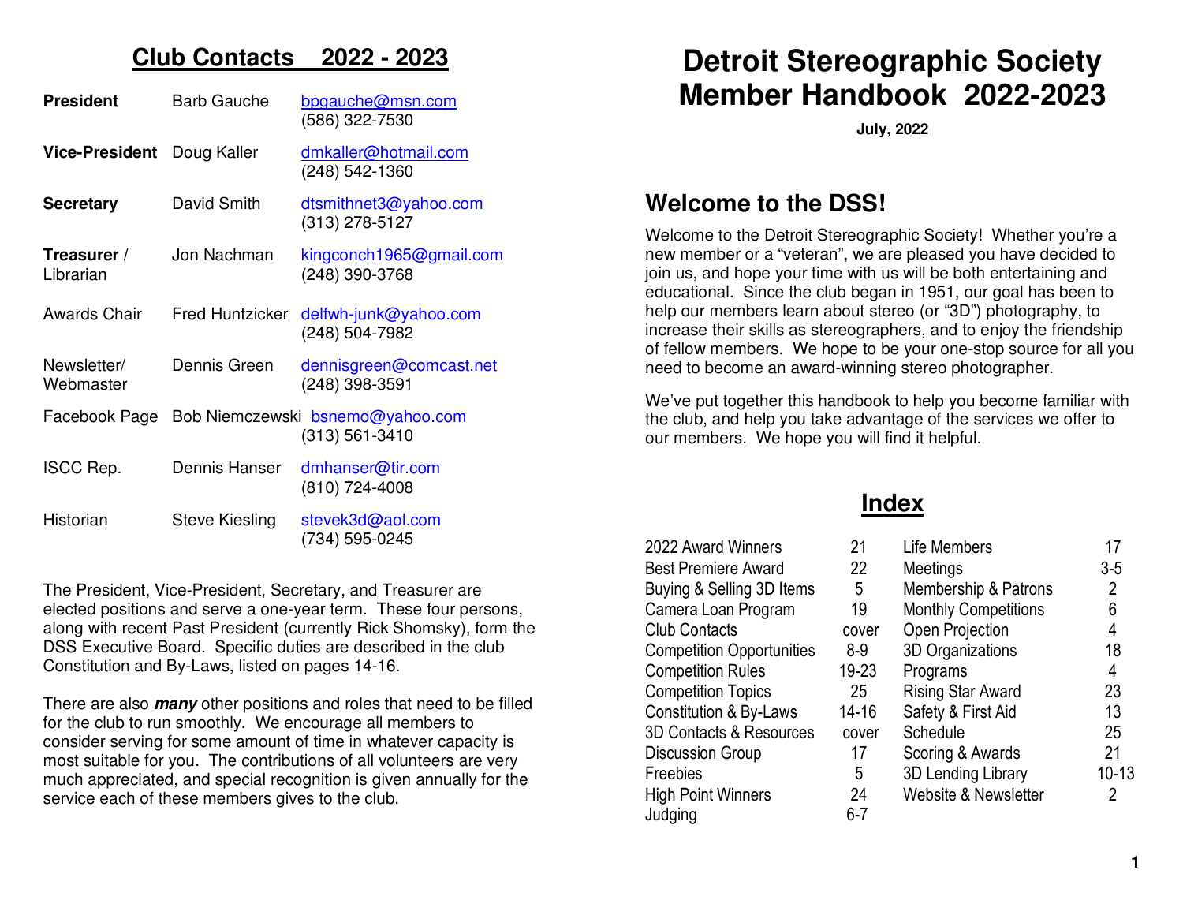## Club Contacts 2022 - 2023

| | | |
|---|---|---|
| **President** | Barb Gauche | bpgauche@msn.com (586) 322-7530 |
| **Vice-President** | Doug Kaller | dmkaller@hotmail.com (248) 542-1360 |
| **Secretary** | David Smith | dtsmithnet3@yahoo.com (313) 278-5127 |
| **Treasurer** / Librarian | Jon Nachman | kingconch1965@gmail.com (248) 390-3768 |
| Awards Chair | Fred Huntzicker | delfwh-junk@yahoo.com (248) 504-7982 |
| Newsletter/ Webmaster | Dennis Green | dennisgreen@comcast.net (248) 398-3591 |
| Facebook Page | Bob Niemczewski | bsnemo@yahoo.com (313) 561-3410 |
| ISCC Rep. | Dennis Hanser | dmhanser@tir.com (810) 724-4008 |
| Historian | Steve Kiesling | stevek3d@aol.com (734) 595-0245 |

The President, Vice-President, Secretary, and Treasurer are elected positions and serve a one-year term. These four persons, along with recent Past President (currently Rick Shomsky), form the DSS Executive Board. Specific duties are described in the club Constitution and By-Laws, listed on pages 14-16.

There are also ***many*** other positions and roles that need to be filled for the club to run smoothly. We encourage all members to consider serving for some amount of time in whatever capacity is most suitable for you. The contributions of all volunteers are very much appreciated, and special recognition is given annually for the service each of these members gives to the club.

# Detroit Stereographic Society Member Handbook 2022-2023

**July, 2022**

## Welcome to the DSS!

Welcome to the Detroit Stereographic Society! Whether you're a new member or a "veteran", we are pleased you have decided to join us, and hope your time with us will be both entertaining and educational. Since the club began in 1951, our goal has been to help our members learn about stereo (or "3D") photography, to increase their skills as stereographers, and to enjoy the friendship of fellow members. We hope to be your one-stop source for all you need to become an award-winning stereo photographer.

We've put together this handbook to help you become familiar with the club, and help you take advantage of the services we offer to our members. We hope you will find it helpful.

## Index

| | | | |
|---|---|---|---|
| 2022 Award Winners | 21 | Life Members | 17 |
| Best Premiere Award | 22 | Meetings | 3-5 |
| Buying & Selling 3D Items | 5 | Membership & Patrons | 2 |
| Camera Loan Program | 19 | Monthly Competitions | 6 |
| Club Contacts | cover | Open Projection | 4 |
| Competition Opportunities | 8-9 | 3D Organizations | 18 |
| Competition Rules | 19-23 | Programs | 4 |
| Competition Topics | 25 | Rising Star Award | 23 |
| Constitution & By-Laws | 14-16 | Safety & First Aid | 13 |
| 3D Contacts & Resources | cover | Schedule | 25 |
| Discussion Group | 17 | Scoring & Awards | 21 |
| Freebies | 5 | 3D Lending Library | 10-13 |
| High Point Winners | 24 | Website & Newsletter | 2 |
| Judging | 6-7 | | |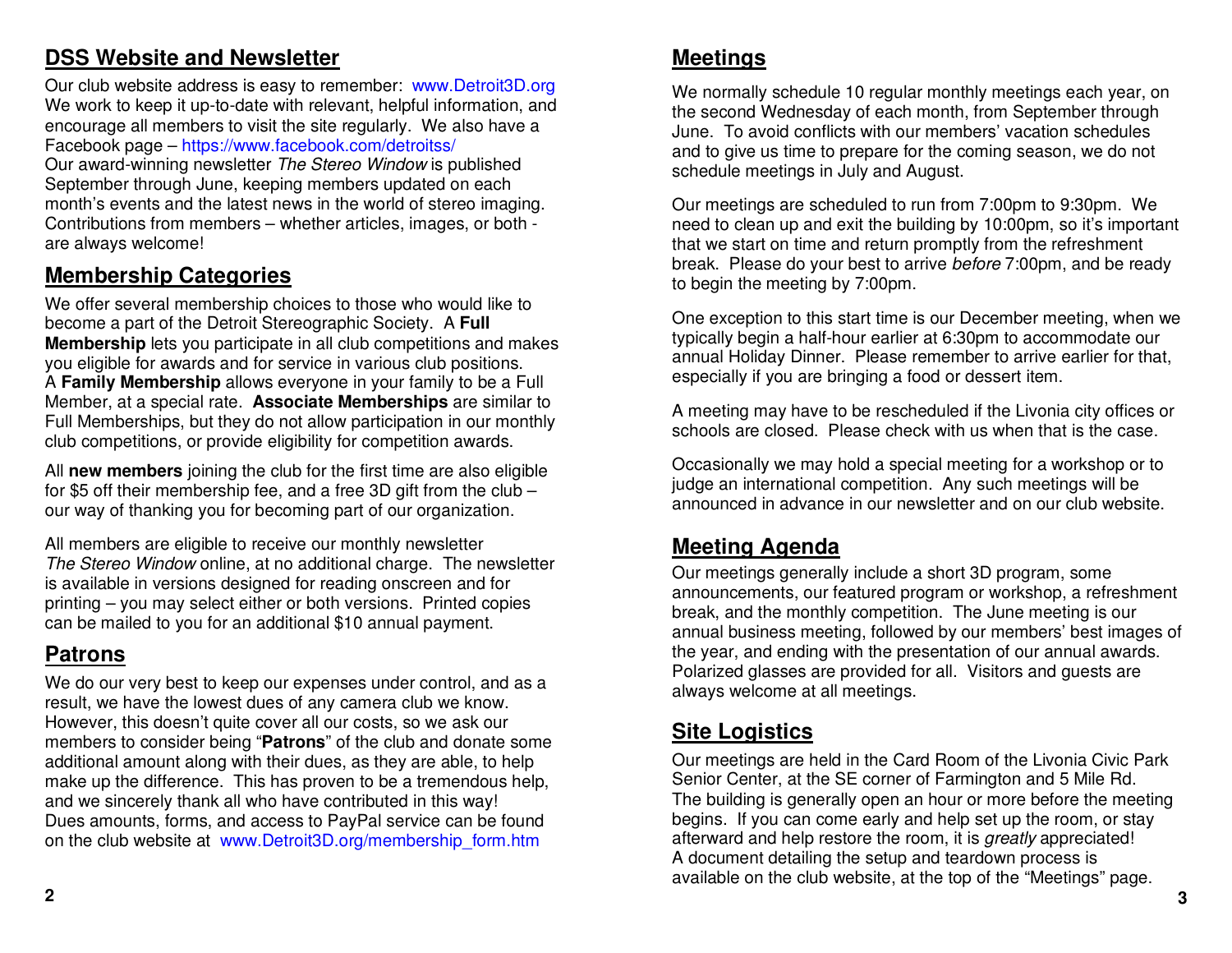## DSS Website and Newsletter

Our club website address is easy to remember: www.Detroit3D.org We work to keep it up-to-date with relevant, helpful information, and encourage all members to visit the site regularly. We also have a Facebook page – https://www.facebook.com/detroitss/
Our award-winning newsletter *The Stereo Window* is published September through June, keeping members updated on each month's events and the latest news in the world of stereo imaging. Contributions from members – whether articles, images, or both - are always welcome!

## Membership Categories

We offer several membership choices to those who would like to become a part of the Detroit Stereographic Society. A **Full Membership** lets you participate in all club competitions and makes you eligible for awards and for service in various club positions. A **Family Membership** allows everyone in your family to be a Full Member, at a special rate. **Associate Memberships** are similar to Full Memberships, but they do not allow participation in our monthly club competitions, or provide eligibility for competition awards.

All **new members** joining the club for the first time are also eligible for $5 off their membership fee, and a free 3D gift from the club – our way of thanking you for becoming part of our organization.

All members are eligible to receive our monthly newsletter *The Stereo Window* online, at no additional charge. The newsletter is available in versions designed for reading onscreen and for printing – you may select either or both versions. Printed copies can be mailed to you for an additional $10 annual payment.

## Patrons

We do our very best to keep our expenses under control, and as a result, we have the lowest dues of any camera club we know. However, this doesn't quite cover all our costs, so we ask our members to consider being "**Patrons**" of the club and donate some additional amount along with their dues, as they are able, to help make up the difference. This has proven to be a tremendous help, and we sincerely thank all who have contributed in this way!
Dues amounts, forms, and access to PayPal service can be found on the club website at www.Detroit3D.org/membership_form.htm

## Meetings

We normally schedule 10 regular monthly meetings each year, on the second Wednesday of each month, from September through June. To avoid conflicts with our members' vacation schedules and to give us time to prepare for the coming season, we do not schedule meetings in July and August.

Our meetings are scheduled to run from 7:00pm to 9:30pm. We need to clean up and exit the building by 10:00pm, so it's important that we start on time and return promptly from the refreshment break. Please do your best to arrive *before* 7:00pm, and be ready to begin the meeting by 7:00pm.

One exception to this start time is our December meeting, when we typically begin a half-hour earlier at 6:30pm to accommodate our annual Holiday Dinner. Please remember to arrive earlier for that, especially if you are bringing a food or dessert item.

A meeting may have to be rescheduled if the Livonia city offices or schools are closed. Please check with us when that is the case.

Occasionally we may hold a special meeting for a workshop or to judge an international competition. Any such meetings will be announced in advance in our newsletter and on our club website.

## Meeting Agenda

Our meetings generally include a short 3D program, some announcements, our featured program or workshop, a refreshment break, and the monthly competition. The June meeting is our annual business meeting, followed by our members' best images of the year, and ending with the presentation of our annual awards. Polarized glasses are provided for all. Visitors and guests are always welcome at all meetings.

## Site Logistics

Our meetings are held in the Card Room of the Livonia Civic Park Senior Center, at the SE corner of Farmington and 5 Mile Rd. The building is generally open an hour or more before the meeting begins. If you can come early and help set up the room, or stay afterward and help restore the room, it is *greatly* appreciated! A document detailing the setup and teardown process is available on the club website, at the top of the "Meetings" page.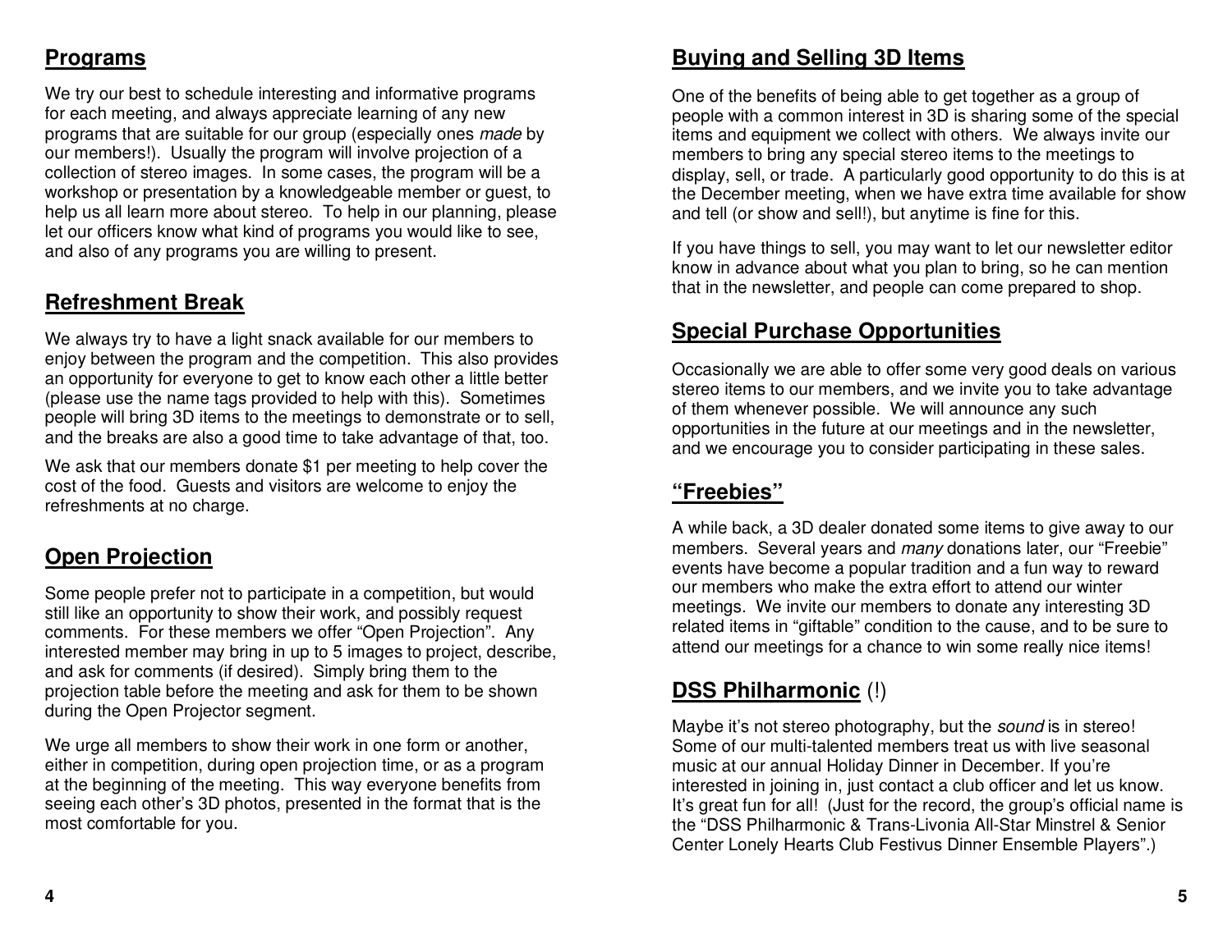## Programs

We try our best to schedule interesting and informative programs for each meeting, and always appreciate learning of any new programs that are suitable for our group (especially ones *made* by our members!). Usually the program will involve projection of a collection of stereo images. In some cases, the program will be a workshop or presentation by a knowledgeable member or guest, to help us all learn more about stereo. To help in our planning, please let our officers know what kind of programs you would like to see, and also of any programs you are willing to present.

## Refreshment Break

We always try to have a light snack available for our members to enjoy between the program and the competition. This also provides an opportunity for everyone to get to know each other a little better (please use the name tags provided to help with this). Sometimes people will bring 3D items to the meetings to demonstrate or to sell, and the breaks are also a good time to take advantage of that, too.

We ask that our members donate $1 per meeting to help cover the cost of the food. Guests and visitors are welcome to enjoy the refreshments at no charge.

## Open Projection

Some people prefer not to participate in a competition, but would still like an opportunity to show their work, and possibly request comments. For these members we offer “Open Projection”. Any interested member may bring in up to 5 images to project, describe, and ask for comments (if desired). Simply bring them to the projection table before the meeting and ask for them to be shown during the Open Projector segment.

We urge all members to show their work in one form or another, either in competition, during open projection time, or as a program at the beginning of the meeting. This way everyone benefits from seeing each other’s 3D photos, presented in the format that is the most comfortable for you.

## Buying and Selling 3D Items

One of the benefits of being able to get together as a group of people with a common interest in 3D is sharing some of the special items and equipment we collect with others. We always invite our members to bring any special stereo items to the meetings to display, sell, or trade. A particularly good opportunity to do this is at the December meeting, when we have extra time available for show and tell (or show and sell!), but anytime is fine for this.

If you have things to sell, you may want to let our newsletter editor know in advance about what you plan to bring, so he can mention that in the newsletter, and people can come prepared to shop.

## Special Purchase Opportunities

Occasionally we are able to offer some very good deals on various stereo items to our members, and we invite you to take advantage of them whenever possible. We will announce any such opportunities in the future at our meetings and in the newsletter, and we encourage you to consider participating in these sales.

## “Freebies”

A while back, a 3D dealer donated some items to give away to our members. Several years and *many* donations later, our “Freebie” events have become a popular tradition and a fun way to reward our members who make the extra effort to attend our winter meetings. We invite our members to donate any interesting 3D related items in “giftable” condition to the cause, and to be sure to attend our meetings for a chance to win some really nice items!

## DSS Philharmonic (!)

Maybe it’s not stereo photography, but the *sound* is in stereo! Some of our multi-talented members treat us with live seasonal music at our annual Holiday Dinner in December. If you’re interested in joining in, just contact a club officer and let us know. It’s great fun for all! (Just for the record, the group’s official name is the “DSS Philharmonic & Trans-Livonia All-Star Minstrel & Senior Center Lonely Hearts Club Festivus Dinner Ensemble Players”.)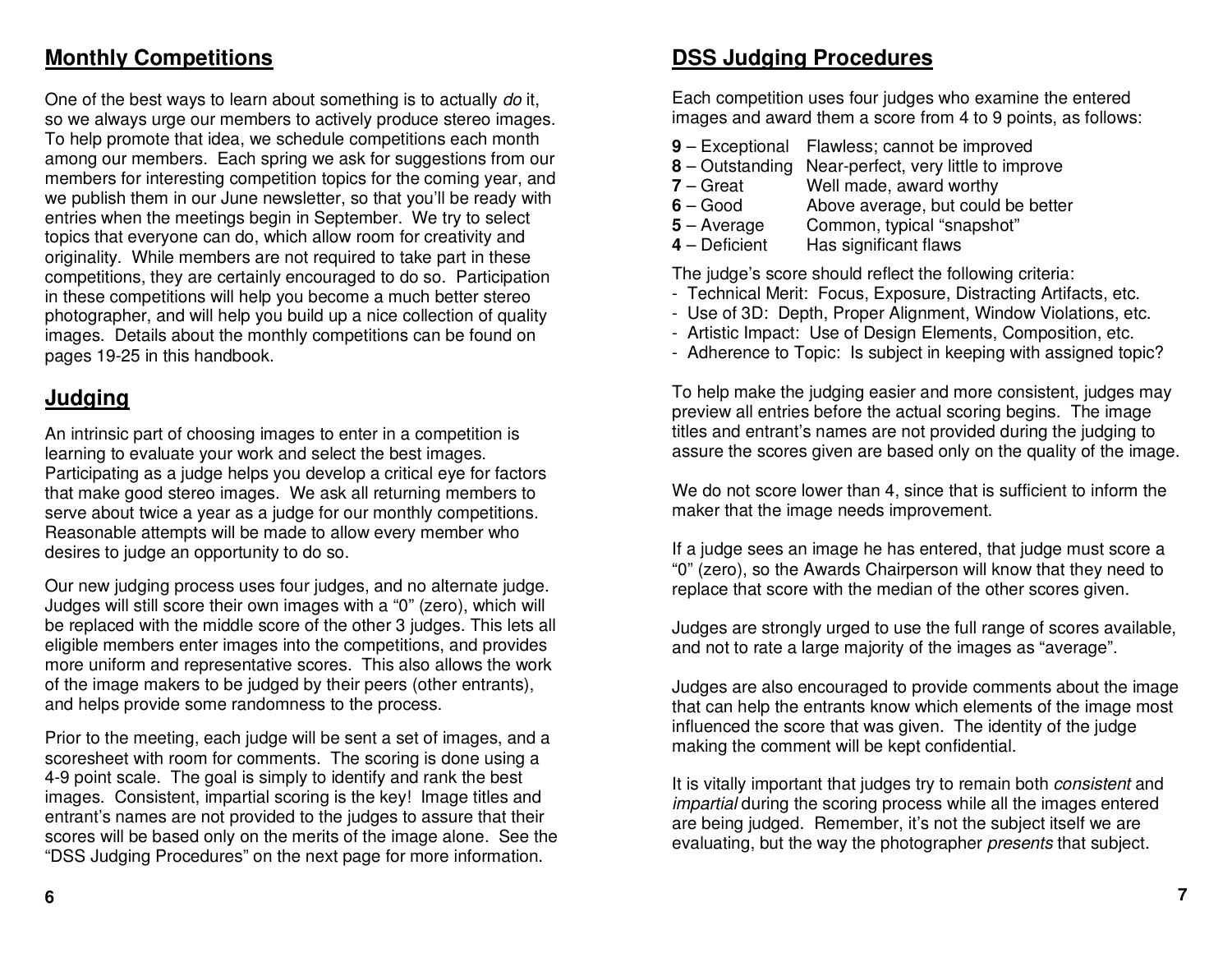## Monthly Competitions

One of the best ways to learn about something is to actually *do* it, so we always urge our members to actively produce stereo images. To help promote that idea, we schedule competitions each month among our members. Each spring we ask for suggestions from our members for interesting competition topics for the coming year, and we publish them in our June newsletter, so that you'll be ready with entries when the meetings begin in September. We try to select topics that everyone can do, which allow room for creativity and originality. While members are not required to take part in these competitions, they are certainly encouraged to do so. Participation in these competitions will help you become a much better stereo photographer, and will help you build up a nice collection of quality images. Details about the monthly competitions can be found on pages 19-25 in this handbook.

## Judging

An intrinsic part of choosing images to enter in a competition is learning to evaluate your work and select the best images. Participating as a judge helps you develop a critical eye for factors that make good stereo images. We ask all returning members to serve about twice a year as a judge for our monthly competitions. Reasonable attempts will be made to allow every member who desires to judge an opportunity to do so.

Our new judging process uses four judges, and no alternate judge. Judges will still score their own images with a "0" (zero), which will be replaced with the middle score of the other 3 judges. This lets all eligible members enter images into the competitions, and provides more uniform and representative scores. This also allows the work of the image makers to be judged by their peers (other entrants), and helps provide some randomness to the process.

Prior to the meeting, each judge will be sent a set of images, and a scoresheet with room for comments. The scoring is done using a 4-9 point scale. The goal is simply to identify and rank the best images. Consistent, impartial scoring is the key! Image titles and entrant's names are not provided to the judges to assure that their scores will be based only on the merits of the image alone. See the "DSS Judging Procedures" on the next page for more information.

## DSS Judging Procedures

Each competition uses four judges who examine the entered images and award them a score from 4 to 9 points, as follows:

| | |
|---|---|
| **9** – Exceptional | Flawless; cannot be improved |
| **8** – Outstanding | Near-perfect, very little to improve |
| **7** – Great | Well made, award worthy |
| **6** – Good | Above average, but could be better |
| **5** – Average | Common, typical "snapshot" |
| **4** – Deficient | Has significant flaws |

The judge's score should reflect the following criteria:

- Technical Merit: Focus, Exposure, Distracting Artifacts, etc.
- Use of 3D: Depth, Proper Alignment, Window Violations, etc.
- Artistic Impact: Use of Design Elements, Composition, etc.
- Adherence to Topic: Is subject in keeping with assigned topic?

To help make the judging easier and more consistent, judges may preview all entries before the actual scoring begins. The image titles and entrant's names are not provided during the judging to assure the scores given are based only on the quality of the image.

We do not score lower than 4, since that is sufficient to inform the maker that the image needs improvement.

If a judge sees an image he has entered, that judge must score a "0" (zero), so the Awards Chairperson will know that they need to replace that score with the median of the other scores given.

Judges are strongly urged to use the full range of scores available, and not to rate a large majority of the images as "average".

Judges are also encouraged to provide comments about the image that can help the entrants know which elements of the image most influenced the score that was given. The identity of the judge making the comment will be kept confidential.

It is vitally important that judges try to remain both *consistent* and *impartial* during the scoring process while all the images entered are being judged. Remember, it's not the subject itself we are evaluating, but the way the photographer *presents* that subject.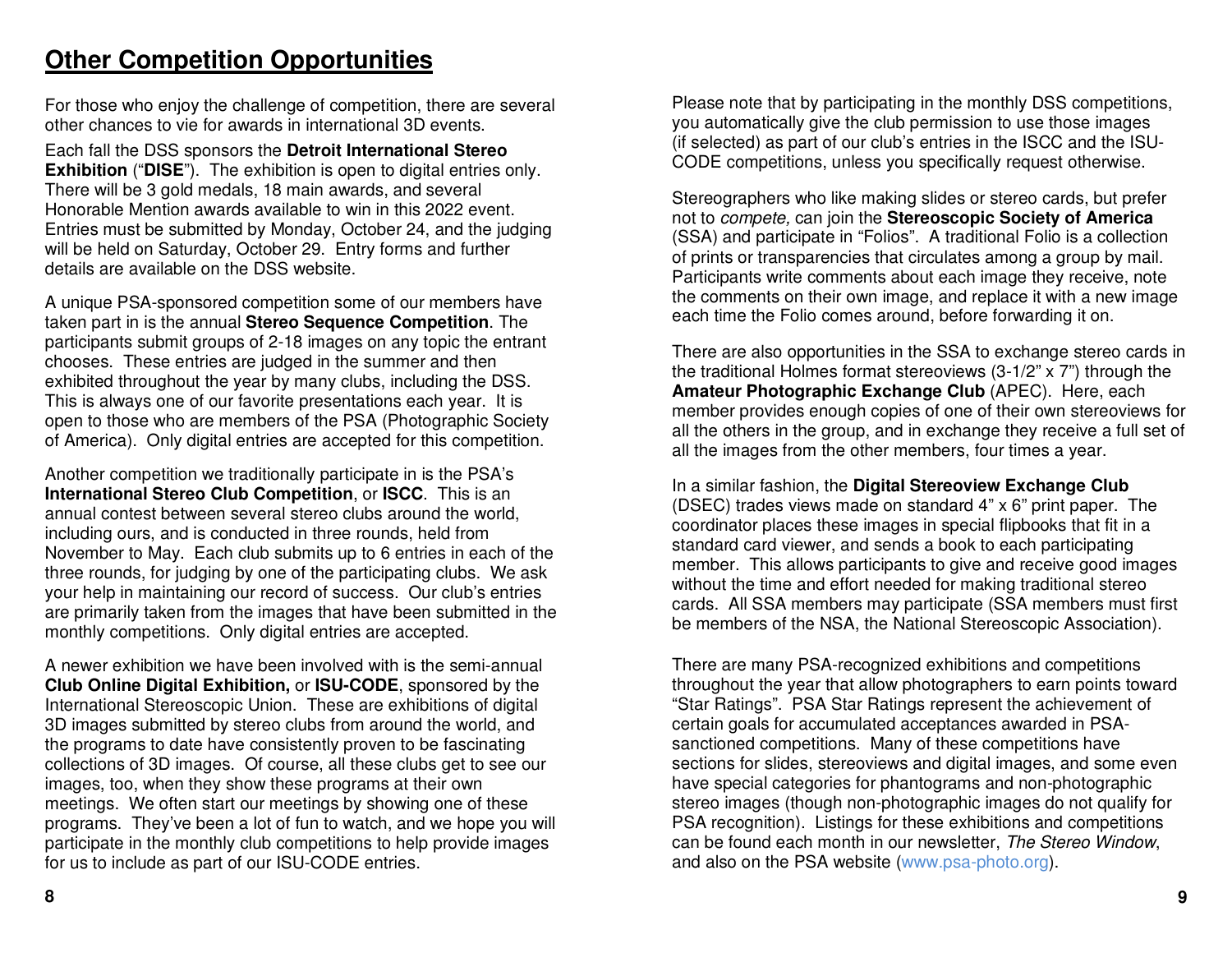## Other Competition Opportunities

For those who enjoy the challenge of competition, there are several other chances to vie for awards in international 3D events.

Each fall the DSS sponsors the **Detroit International Stereo Exhibition** ("**DISE**"). The exhibition is open to digital entries only. There will be 3 gold medals, 18 main awards, and several Honorable Mention awards available to win in this 2022 event. Entries must be submitted by Monday, October 24, and the judging will be held on Saturday, October 29. Entry forms and further details are available on the DSS website.

A unique PSA-sponsored competition some of our members have taken part in is the annual **Stereo Sequence Competition**. The participants submit groups of 2-18 images on any topic the entrant chooses. These entries are judged in the summer and then exhibited throughout the year by many clubs, including the DSS. This is always one of our favorite presentations each year. It is open to those who are members of the PSA (Photographic Society of America). Only digital entries are accepted for this competition.

Another competition we traditionally participate in is the PSA's **International Stereo Club Competition**, or **ISCC**. This is an annual contest between several stereo clubs around the world, including ours, and is conducted in three rounds, held from November to May. Each club submits up to 6 entries in each of the three rounds, for judging by one of the participating clubs. We ask your help in maintaining our record of success. Our club's entries are primarily taken from the images that have been submitted in the monthly competitions. Only digital entries are accepted.

A newer exhibition we have been involved with is the semi-annual **Club Online Digital Exhibition,** or **ISU-CODE**, sponsored by the International Stereoscopic Union. These are exhibitions of digital 3D images submitted by stereo clubs from around the world, and the programs to date have consistently proven to be fascinating collections of 3D images. Of course, all these clubs get to see our images, too, when they show these programs at their own meetings. We often start our meetings by showing one of these programs. They've been a lot of fun to watch, and we hope you will participate in the monthly club competitions to help provide images for us to include as part of our ISU-CODE entries.

Please note that by participating in the monthly DSS competitions, you automatically give the club permission to use those images (if selected) as part of our club's entries in the ISCC and the ISU-CODE competitions, unless you specifically request otherwise.

Stereographers who like making slides or stereo cards, but prefer not to *compete,* can join the **Stereoscopic Society of America** (SSA) and participate in "Folios". A traditional Folio is a collection of prints or transparencies that circulates among a group by mail. Participants write comments about each image they receive, note the comments on their own image, and replace it with a new image each time the Folio comes around, before forwarding it on.

There are also opportunities in the SSA to exchange stereo cards in the traditional Holmes format stereoviews (3-1/2" x 7") through the **Amateur Photographic Exchange Club** (APEC). Here, each member provides enough copies of one of their own stereoviews for all the others in the group, and in exchange they receive a full set of all the images from the other members, four times a year.

In a similar fashion, the **Digital Stereoview Exchange Club** (DSEC) trades views made on standard 4" x 6" print paper. The coordinator places these images in special flipbooks that fit in a standard card viewer, and sends a book to each participating member. This allows participants to give and receive good images without the time and effort needed for making traditional stereo cards. All SSA members may participate (SSA members must first be members of the NSA, the National Stereoscopic Association).

There are many PSA-recognized exhibitions and competitions throughout the year that allow photographers to earn points toward "Star Ratings". PSA Star Ratings represent the achievement of certain goals for accumulated acceptances awarded in PSA-sanctioned competitions. Many of these competitions have sections for slides, stereoviews and digital images, and some even have special categories for phantograms and non-photographic stereo images (though non-photographic images do not qualify for PSA recognition). Listings for these exhibitions and competitions can be found each month in our newsletter, *The Stereo Window*, and also on the PSA website (www.psa-photo.org).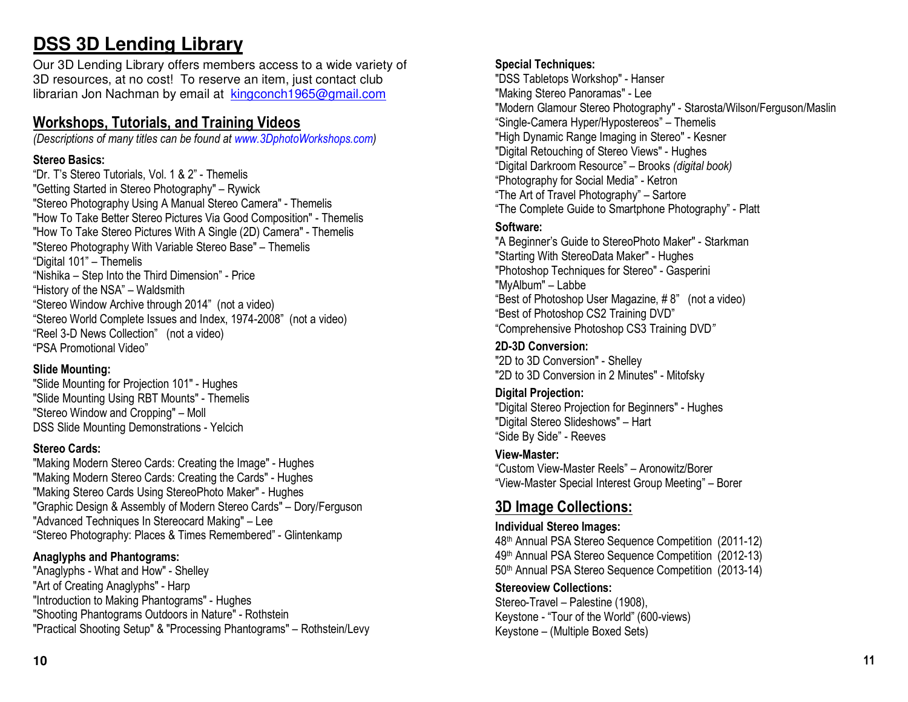# DSS 3D Lending Library

Our 3D Lending Library offers members access to a wide variety of 3D resources, at no cost! To reserve an item, just contact club librarian Jon Nachman by email at kingconch1965@gmail.com

## Workshops, Tutorials, and Training Videos

*(Descriptions of many titles can be found at www.3DphotoWorkshops.com)*

### Stereo Basics:

"Dr. T's Stereo Tutorials, Vol. 1 & 2" - Themelis
"Getting Started in Stereo Photography" – Rywick
"Stereo Photography Using A Manual Stereo Camera" - Themelis
"How To Take Better Stereo Pictures Via Good Composition" - Themelis
"How To Take Stereo Pictures With A Single (2D) Camera" - Themelis
"Stereo Photography With Variable Stereo Base" – Themelis
"Digital 101" – Themelis
"Nishika – Step Into the Third Dimension" - Price
"History of the NSA" – Waldsmith
"Stereo Window Archive through 2014" (not a video)
"Stereo World Complete Issues and Index, 1974-2008" (not a video)
"Reel 3-D News Collection" (not a video)
"PSA Promotional Video"

### Slide Mounting:

"Slide Mounting for Projection 101" - Hughes
"Slide Mounting Using RBT Mounts" - Themelis
"Stereo Window and Cropping" – Moll
DSS Slide Mounting Demonstrations - Yelcich

### Stereo Cards:

"Making Modern Stereo Cards: Creating the Image" - Hughes
"Making Modern Stereo Cards: Creating the Cards" - Hughes
"Making Stereo Cards Using StereoPhoto Maker" - Hughes
"Graphic Design & Assembly of Modern Stereo Cards" – Dory/Ferguson
"Advanced Techniques In Stereocard Making" – Lee
"Stereo Photography: Places & Times Remembered" - Glintenkamp

### Anaglyphs and Phantograms:

"Anaglyphs - What and How" - Shelley
"Art of Creating Anaglyphs" - Harp
"Introduction to Making Phantograms" - Hughes
"Shooting Phantograms Outdoors in Nature" - Rothstein
"Practical Shooting Setup" & "Processing Phantograms" – Rothstein/Levy

### Special Techniques:

"DSS Tabletops Workshop" - Hanser
"Making Stereo Panoramas" - Lee
"Modern Glamour Stereo Photography" - Starosta/Wilson/Ferguson/Maslin
"Single-Camera Hyper/Hypostereos" – Themelis
"High Dynamic Range Imaging in Stereo" - Kesner
"Digital Retouching of Stereo Views" - Hughes
"Digital Darkroom Resource" – Brooks *(digital book)*
"Photography for Social Media" - Ketron
"The Art of Travel Photography" – Sartore
"The Complete Guide to Smartphone Photography" - Platt

### Software:

"A Beginner's Guide to StereoPhoto Maker" - Starkman
"Starting With StereoData Maker" - Hughes
"Photoshop Techniques for Stereo" - Gasperini
"MyAlbum" – Labbe
"Best of Photoshop User Magazine, # 8" (not a video)
"Best of Photoshop CS2 Training DVD"
"Comprehensive Photoshop CS3 Training DVD"

### 2D-3D Conversion:

"2D to 3D Conversion" - Shelley
"2D to 3D Conversion in 2 Minutes" - Mitofsky

### Digital Projection:

"Digital Stereo Projection for Beginners" - Hughes
"Digital Stereo Slideshows" – Hart
"Side By Side" - Reeves

### View-Master:

"Custom View-Master Reels" – Aronowitz/Borer
"View-Master Special Interest Group Meeting" – Borer

## 3D Image Collections:

### Individual Stereo Images:

48th Annual PSA Stereo Sequence Competition (2011-12)
49th Annual PSA Stereo Sequence Competition (2012-13)
50th Annual PSA Stereo Sequence Competition (2013-14)

### Stereoview Collections:

Stereo-Travel – Palestine (1908),
Keystone - "Tour of the World" (600-views)
Keystone – (Multiple Boxed Sets)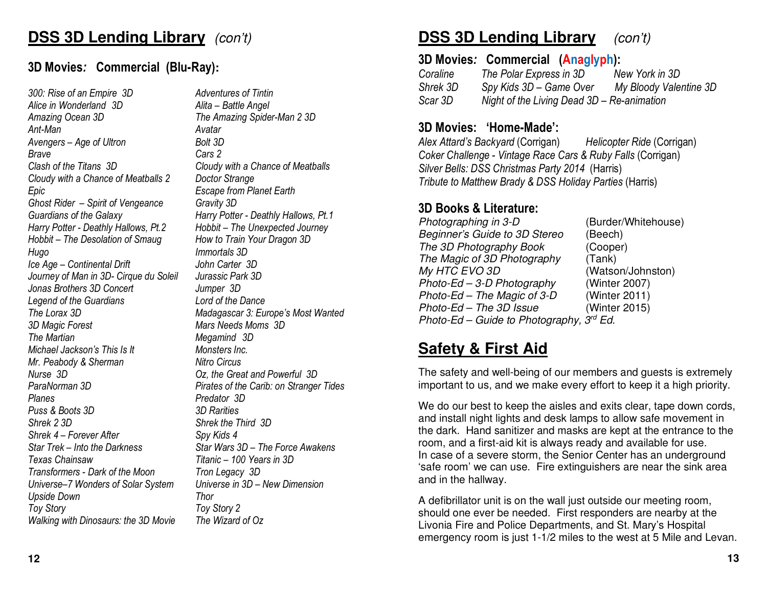## **DSS 3D Lending Library** *(con't)*

### 3D Movies: Commercial (Blu-Ray):

*300: Rise of an Empire 3D*
*Alice in Wonderland 3D*
*Amazing Ocean 3D*
*Ant-Man*
*Avengers – Age of Ultron*
*Brave*
*Clash of the Titans 3D*
*Cloudy with a Chance of Meatballs 2*
*Epic*
*Ghost Rider – Spirit of Vengeance*
*Guardians of the Galaxy*
*Harry Potter - Deathly Hallows, Pt.2*
*Hobbit – The Desolation of Smaug*
*Hugo*
*Ice Age – Continental Drift*
*Journey of Man in 3D- Cirque du Soleil*
*Jonas Brothers 3D Concert*
*Legend of the Guardians*
*The Lorax 3D*
*3D Magic Forest*
*The Martian*
*Michael Jackson's This Is It*
*Mr. Peabody & Sherman*
*Nurse 3D*
*ParaNorman 3D*
*Planes*
*Puss & Boots 3D*
*Shrek 2 3D*
*Shrek 4 – Forever After*
*Star Trek – Into the Darkness*
*Texas Chainsaw*
*Transformers - Dark of the Moon*
*Universe–7 Wonders of Solar System*
*Upside Down*
*Toy Story*
*Walking with Dinosaurs: the 3D Movie*
*Adventures of Tintin*
*Alita – Battle Angel*
*The Amazing Spider-Man 2 3D*
*Avatar*
*Bolt 3D*
*Cars 2*
*Cloudy with a Chance of Meatballs*
*Doctor Strange*
*Escape from Planet Earth*
*Gravity 3D*
*Harry Potter - Deathly Hallows, Pt.1*
*Hobbit – The Unexpected Journey*
*How to Train Your Dragon 3D*
*Immortals 3D*
*John Carter 3D*
*Jurassic Park 3D*
*Jumper 3D*
*Lord of the Dance*
*Madagascar 3: Europe's Most Wanted*
*Mars Needs Moms 3D*
*Megamind 3D*
*Monsters Inc.*
*Nitro Circus*
*Oz, the Great and Powerful 3D*
*Pirates of the Carib: on Stranger Tides*
*Predator 3D*
*3D Rarities*
*Shrek the Third 3D*
*Spy Kids 4*
*Star Wars 3D – The Force Awakens*
*Titanic – 100 Years in 3D*
*Tron Legacy 3D*
*Universe in 3D – New Dimension*
*Thor*
*Toy Story 2*
*The Wizard of Oz*

## **DSS 3D Lending Library** *(con't)*

### 3D Movies: Commercial (Anaglyph):

*Coraline*
*Shrek 3D*
*Scar 3D*
*The Polar Express in 3D*
*Spy Kids 3D – Game Over*
*Night of the Living Dead 3D – Re-animation*
*New York in 3D*
*My Bloody Valentine 3D*

### 3D Movies: 'Home-Made':

*Alex Attard's Backyard* (Corrigan)
*Helicopter Ride* (Corrigan)
*Coker Challenge - Vintage Race Cars & Ruby Falls* (Corrigan)
*Silver Bells: DSS Christmas Party 2014* (Harris)
*Tribute to Matthew Brady & DSS Holiday Parties* (Harris)

### 3D Books & Literature:

*Photographing in 3-D* (Burder/Whitehouse)
*Beginner's Guide to 3D Stereo* (Beech)
*The 3D Photography Book* (Cooper)
*The Magic of 3D Photography* (Tank)
*My HTC EVO 3D* (Watson/Johnston)
*Photo-Ed – 3-D Photography* (Winter 2007)
*Photo-Ed – The Magic of 3-D* (Winter 2011)
*Photo-Ed – The 3D Issue* (Winter 2015)
*Photo-Ed – Guide to Photography, 3rd Ed.*

## **Safety & First Aid**

The safety and well-being of our members and guests is extremely important to us, and we make every effort to keep it a high priority.

We do our best to keep the aisles and exits clear, tape down cords, and install night lights and desk lamps to allow safe movement in the dark. Hand sanitizer and masks are kept at the entrance to the room, and a first-aid kit is always ready and available for use. In case of a severe storm, the Senior Center has an underground 'safe room' we can use. Fire extinguishers are near the sink area and in the hallway.

A defibrillator unit is on the wall just outside our meeting room, should one ever be needed. First responders are nearby at the Livonia Fire and Police Departments, and St. Mary's Hospital emergency room is just 1-1/2 miles to the west at 5 Mile and Levan.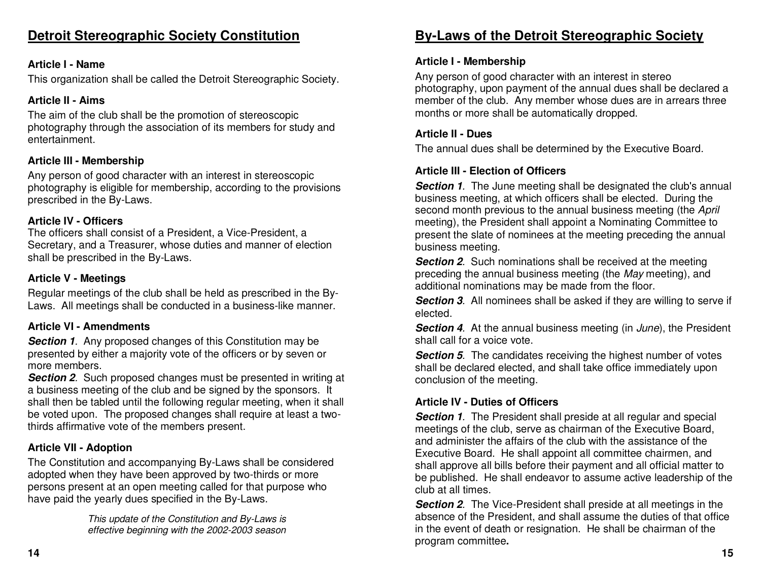## Detroit Stereographic Society Constitution

### Article I - Name

This organization shall be called the Detroit Stereographic Society.

### Article II - Aims

The aim of the club shall be the promotion of stereoscopic photography through the association of its members for study and entertainment.

### Article III - Membership

Any person of good character with an interest in stereoscopic photography is eligible for membership, according to the provisions prescribed in the By-Laws.

### Article IV - Officers

The officers shall consist of a President, a Vice-President, a Secretary, and a Treasurer, whose duties and manner of election shall be prescribed in the By-Laws.

### Article V - Meetings

Regular meetings of the club shall be held as prescribed in the By-Laws. All meetings shall be conducted in a business-like manner.

### Article VI - Amendments

***Section 1***. Any proposed changes of this Constitution may be presented by either a majority vote of the officers or by seven or more members.

***Section 2***. Such proposed changes must be presented in writing at a business meeting of the club and be signed by the sponsors. It shall then be tabled until the following regular meeting, when it shall be voted upon. The proposed changes shall require at least a two-thirds affirmative vote of the members present.

### Article VII - Adoption

The Constitution and accompanying By-Laws shall be considered adopted when they have been approved by two-thirds or more persons present at an open meeting called for that purpose who have paid the yearly dues specified in the By-Laws.

*This update of the Constitution and By-Laws is effective beginning with the 2002-2003 season*

## By-Laws of the Detroit Stereographic Society

### Article I - Membership

Any person of good character with an interest in stereo photography, upon payment of the annual dues shall be declared a member of the club. Any member whose dues are in arrears three months or more shall be automatically dropped.

### Article II - Dues

The annual dues shall be determined by the Executive Board.

### Article III - Election of Officers

***Section 1***. The June meeting shall be designated the club's annual business meeting, at which officers shall be elected. During the second month previous to the annual business meeting (the *April* meeting), the President shall appoint a Nominating Committee to present the slate of nominees at the meeting preceding the annual business meeting.

***Section 2***. Such nominations shall be received at the meeting preceding the annual business meeting (the *May* meeting), and additional nominations may be made from the floor.

***Section 3***. All nominees shall be asked if they are willing to serve if elected.

***Section 4***. At the annual business meeting (in *June*), the President shall call for a voice vote.

***Section 5***. The candidates receiving the highest number of votes shall be declared elected, and shall take office immediately upon conclusion of the meeting.

### Article IV - Duties of Officers

***Section 1***. The President shall preside at all regular and special meetings of the club, serve as chairman of the Executive Board, and administer the affairs of the club with the assistance of the Executive Board. He shall appoint all committee chairmen, and shall approve all bills before their payment and all official matter to be published. He shall endeavor to assume active leadership of the club at all times.

***Section 2***. The Vice-President shall preside at all meetings in the absence of the President, and shall assume the duties of that office in the event of death or resignation. He shall be chairman of the program committee**.**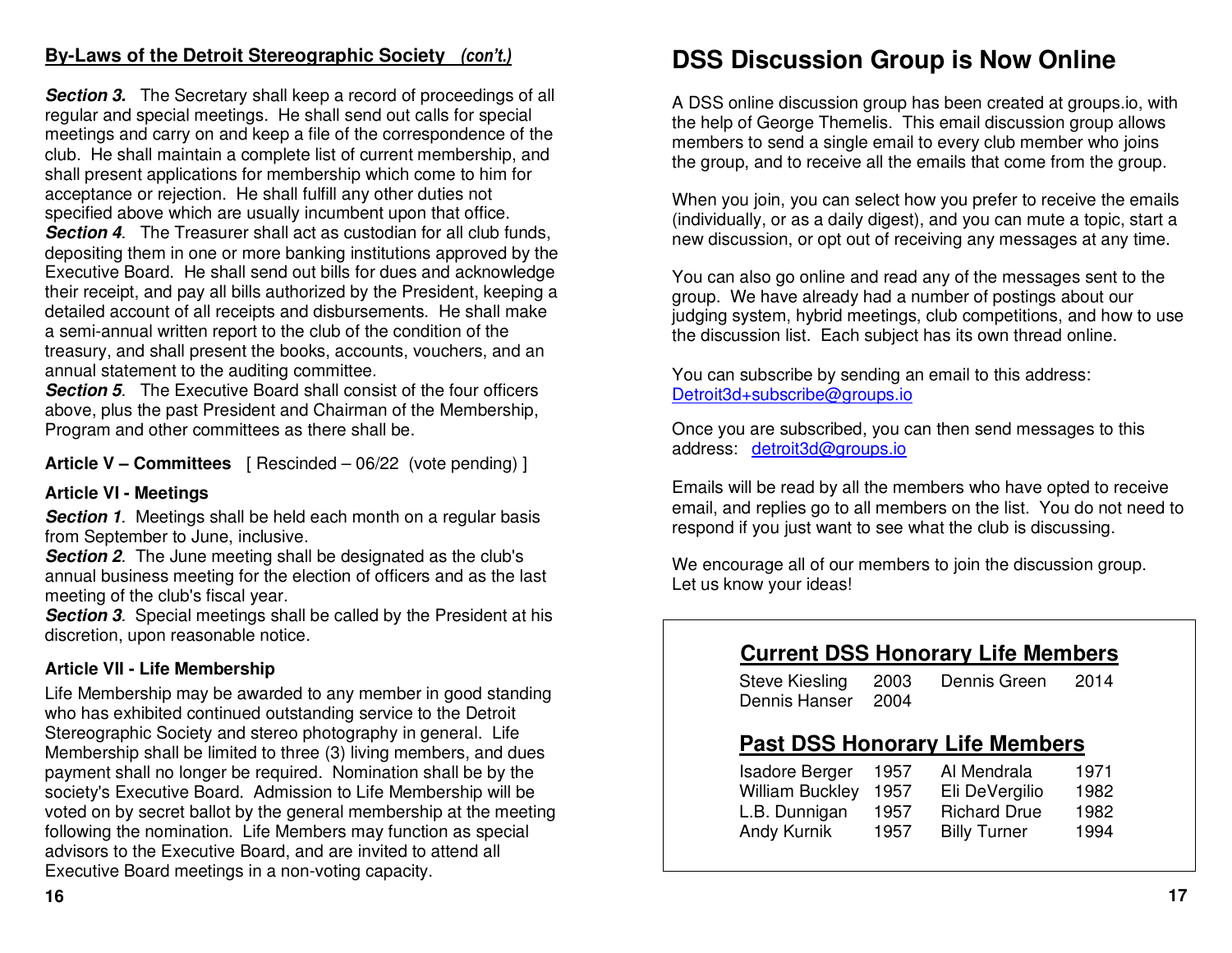## By-Laws of the Detroit Stereographic Society *(con't.)*

***Section 3.*** The Secretary shall keep a record of proceedings of all regular and special meetings. He shall send out calls for special meetings and carry on and keep a file of the correspondence of the club. He shall maintain a complete list of current membership, and shall present applications for membership which come to him for acceptance or rejection. He shall fulfill any other duties not specified above which are usually incumbent upon that office.

***Section 4.*** The Treasurer shall act as custodian for all club funds, depositing them in one or more banking institutions approved by the Executive Board. He shall send out bills for dues and acknowledge their receipt, and pay all bills authorized by the President, keeping a detailed account of all receipts and disbursements. He shall make a semi-annual written report to the club of the condition of the treasury, and shall present the books, accounts, vouchers, and an annual statement to the auditing committee.

***Section 5.*** The Executive Board shall consist of the four officers above, plus the past President and Chairman of the Membership, Program and other committees as there shall be.

**Article V – Committees** [ Rescinded – 06/22 (vote pending) ]

**Article VI - Meetings**

***Section 1.*** Meetings shall be held each month on a regular basis from September to June, inclusive.

***Section 2.*** The June meeting shall be designated as the club's annual business meeting for the election of officers and as the last meeting of the club's fiscal year.

***Section 3.*** Special meetings shall be called by the President at his discretion, upon reasonable notice.

**Article VII - Life Membership**

Life Membership may be awarded to any member in good standing who has exhibited continued outstanding service to the Detroit Stereographic Society and stereo photography in general. Life Membership shall be limited to three (3) living members, and dues payment shall no longer be required. Nomination shall be by the society's Executive Board. Admission to Life Membership will be voted on by secret ballot by the general membership at the meeting following the nomination. Life Members may function as special advisors to the Executive Board, and are invited to attend all Executive Board meetings in a non-voting capacity.

# DSS Discussion Group is Now Online

A DSS online discussion group has been created at groups.io, with the help of George Themelis. This email discussion group allows members to send a single email to every club member who joins the group, and to receive all the emails that come from the group.

When you join, you can select how you prefer to receive the emails (individually, or as a daily digest), and you can mute a topic, start a new discussion, or opt out of receiving any messages at any time.

You can also go online and read any of the messages sent to the group. We have already had a number of postings about our judging system, hybrid meetings, club competitions, and how to use the discussion list. Each subject has its own thread online.

You can subscribe by sending an email to this address:
Detroit3d+subscribe@groups.io

Once you are subscribed, you can then send messages to this address: detroit3d@groups.io

Emails will be read by all the members who have opted to receive email, and replies go to all members on the list. You do not need to respond if you just want to see what the club is discussing.

We encourage all of our members to join the discussion group.
Let us know your ideas!

## Current DSS Honorary Life Members

| | | | |
|---|---|---|---|
| Steve Kiesling | 2003 | Dennis Green | 2014 |
| Dennis Hanser | 2004 | | |

## Past DSS Honorary Life Members

| | | | |
|---|---|---|---|
| Isadore Berger | 1957 | Al Mendrala | 1971 |
| William Buckley | 1957 | Eli DeVergilio | 1982 |
| L.B. Dunnigan | 1957 | Richard Drue | 1982 |
| Andy Kurnik | 1957 | Billy Turner | 1994 |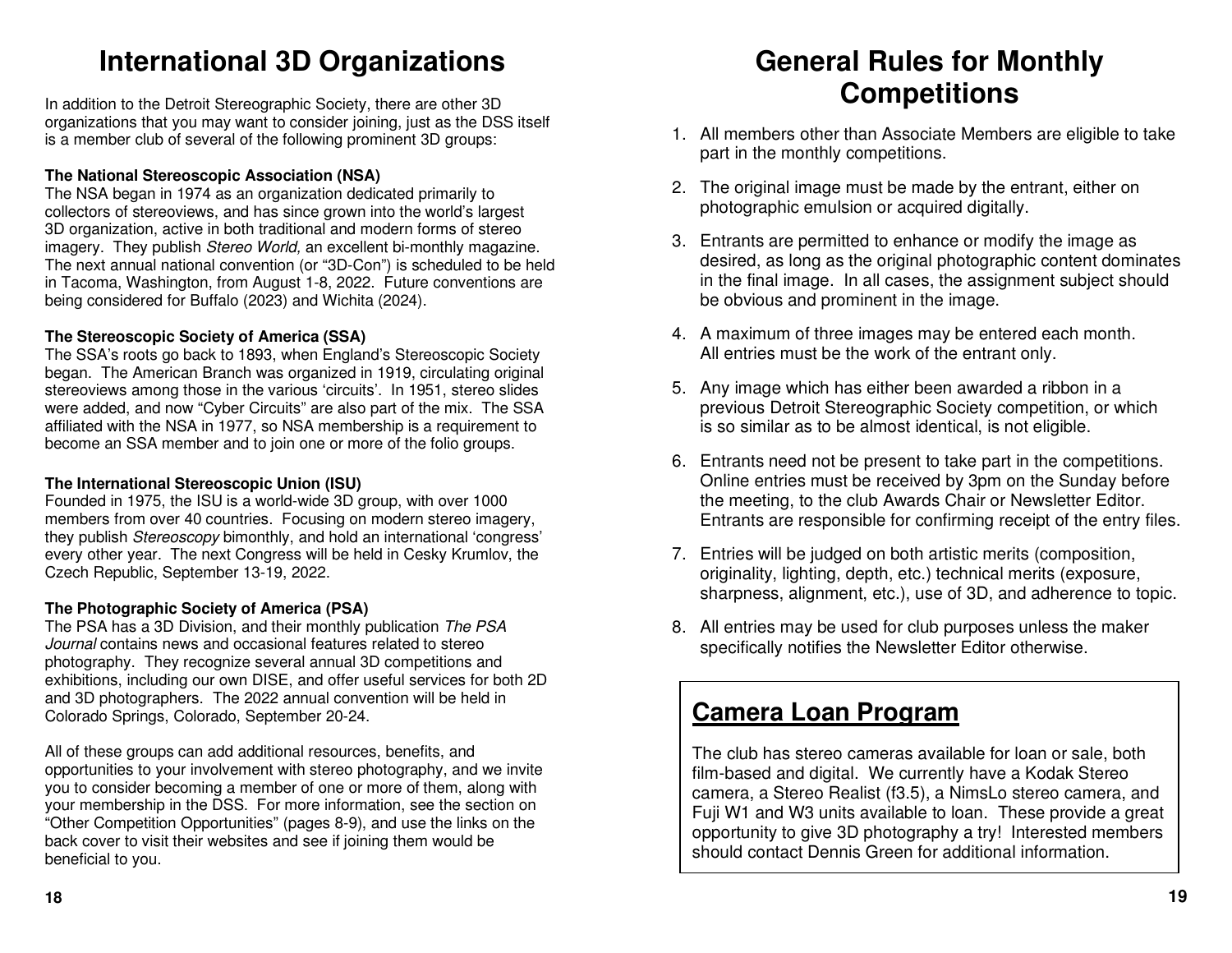# International 3D Organizations

In addition to the Detroit Stereographic Society, there are other 3D organizations that you may want to consider joining, just as the DSS itself is a member club of several of the following prominent 3D groups:

**The National Stereoscopic Association (NSA)**
The NSA began in 1974 as an organization dedicated primarily to collectors of stereoviews, and has since grown into the world's largest 3D organization, active in both traditional and modern forms of stereo imagery. They publish *Stereo World,* an excellent bi-monthly magazine. The next annual national convention (or "3D-Con") is scheduled to be held in Tacoma, Washington, from August 1-8, 2022. Future conventions are being considered for Buffalo (2023) and Wichita (2024).

**The Stereoscopic Society of America (SSA)**
The SSA's roots go back to 1893, when England's Stereoscopic Society began. The American Branch was organized in 1919, circulating original stereoviews among those in the various 'circuits'. In 1951, stereo slides were added, and now "Cyber Circuits" are also part of the mix. The SSA affiliated with the NSA in 1977, so NSA membership is a requirement to become an SSA member and to join one or more of the folio groups.

**The International Stereoscopic Union (ISU)**
Founded in 1975, the ISU is a world-wide 3D group, with over 1000 members from over 40 countries. Focusing on modern stereo imagery, they publish *Stereoscopy* bimonthly, and hold an international 'congress' every other year. The next Congress will be held in Cesky Krumlov, the Czech Republic, September 13-19, 2022.

**The Photographic Society of America (PSA)**
The PSA has a 3D Division, and their monthly publication *The PSA Journal* contains news and occasional features related to stereo photography. They recognize several annual 3D competitions and exhibitions, including our own DISE, and offer useful services for both 2D and 3D photographers. The 2022 annual convention will be held in Colorado Springs, Colorado, September 20-24.

All of these groups can add additional resources, benefits, and opportunities to your involvement with stereo photography, and we invite you to consider becoming a member of one or more of them, along with your membership in the DSS. For more information, see the section on "Other Competition Opportunities" (pages 8-9), and use the links on the back cover to visit their websites and see if joining them would be beneficial to you.

# General Rules for Monthly Competitions

1. All members other than Associate Members are eligible to take part in the monthly competitions.
2. The original image must be made by the entrant, either on photographic emulsion or acquired digitally.
3. Entrants are permitted to enhance or modify the image as desired, as long as the original photographic content dominates in the final image. In all cases, the assignment subject should be obvious and prominent in the image.
4. A maximum of three images may be entered each month. All entries must be the work of the entrant only.
5. Any image which has either been awarded a ribbon in a previous Detroit Stereographic Society competition, or which is so similar as to be almost identical, is not eligible.
6. Entrants need not be present to take part in the competitions. Online entries must be received by 3pm on the Sunday before the meeting, to the club Awards Chair or Newsletter Editor. Entrants are responsible for confirming receipt of the entry files.
7. Entries will be judged on both artistic merits (composition, originality, lighting, depth, etc.) technical merits (exposure, sharpness, alignment, etc.), use of 3D, and adherence to topic.
8. All entries may be used for club purposes unless the maker specifically notifies the Newsletter Editor otherwise.

## Camera Loan Program

The club has stereo cameras available for loan or sale, both film-based and digital. We currently have a Kodak Stereo camera, a Stereo Realist (f3.5), a NimsLo stereo camera, and Fuji W1 and W3 units available to loan. These provide a great opportunity to give 3D photography a try! Interested members should contact Dennis Green for additional information.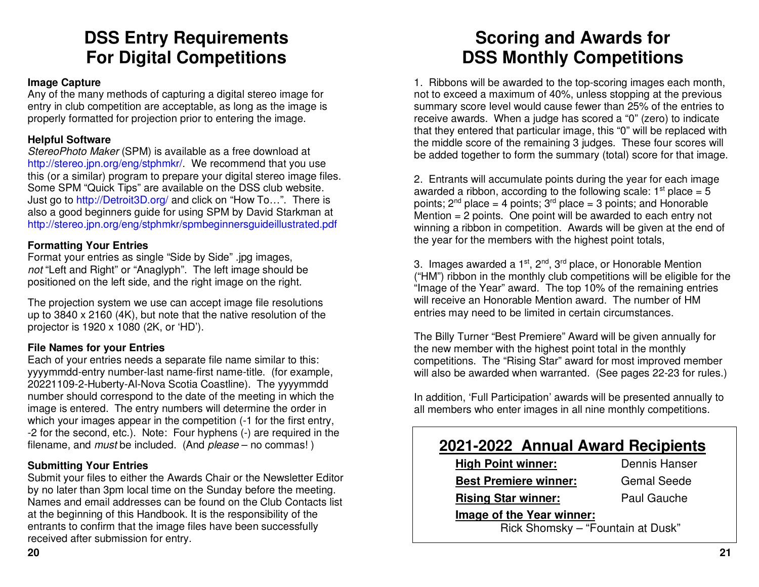# DSS Entry Requirements For Digital Competitions

### Image Capture

Any of the many methods of capturing a digital stereo image for entry in club competition are acceptable, as long as the image is properly formatted for projection prior to entering the image.

### Helpful Software

*StereoPhoto Maker* (SPM) is available as a free download at http://stereo.jpn.org/eng/stphmkr/. We recommend that you use this (or a similar) program to prepare your digital stereo image files. Some SPM "Quick Tips" are available on the DSS club website. Just go to http://Detroit3D.org/ and click on "How To…". There is also a good beginners guide for using SPM by David Starkman at http://stereo.jpn.org/eng/stphmkr/spmbeginnersguideillustrated.pdf

### Formatting Your Entries

Format your entries as single "Side by Side" .jpg images, *not* "Left and Right" or "Anaglyph". The left image should be positioned on the left side, and the right image on the right.

The projection system we use can accept image file resolutions up to 3840 x 2160 (4K), but note that the native resolution of the projector is 1920 x 1080 (2K, or 'HD').

### File Names for your Entries

Each of your entries needs a separate file name similar to this: yyyymmdd-entry number-last name-first name-title. (for example, 20221109-2-Huberty-Al-Nova Scotia Coastline). The yyyymmdd number should correspond to the date of the meeting in which the image is entered. The entry numbers will determine the order in which your images appear in the competition (-1 for the first entry, -2 for the second, etc.). Note: Four hyphens (-) are required in the filename, and *must* be included. (And *please* – no commas! )

### Submitting Your Entries

Submit your files to either the Awards Chair or the Newsletter Editor by no later than 3pm local time on the Sunday before the meeting. Names and email addresses can be found on the Club Contacts list at the beginning of this Handbook. It is the responsibility of the entrants to confirm that the image files have been successfully received after submission for entry.

# Scoring and Awards for DSS Monthly Competitions

1. Ribbons will be awarded to the top-scoring images each month, not to exceed a maximum of 40%, unless stopping at the previous summary score level would cause fewer than 25% of the entries to receive awards. When a judge has scored a "0" (zero) to indicate that they entered that particular image, this "0" will be replaced with the middle score of the remaining 3 judges. These four scores will be added together to form the summary (total) score for that image.

2. Entrants will accumulate points during the year for each image awarded a ribbon, according to the following scale: 1st place = 5 points; 2nd place = 4 points; 3rd place = 3 points; and Honorable Mention = 2 points. One point will be awarded to each entry not winning a ribbon in competition. Awards will be given at the end of the year for the members with the highest point totals,

3. Images awarded a 1st, 2nd, 3rd place, or Honorable Mention ("HM") ribbon in the monthly club competitions will be eligible for the "Image of the Year" award. The top 10% of the remaining entries will receive an Honorable Mention award. The number of HM entries may need to be limited in certain circumstances.

The Billy Turner "Best Premiere" Award will be given annually for the new member with the highest point total in the monthly competitions. The "Rising Star" award for most improved member will also be awarded when warranted. (See pages 22-23 for rules.)

In addition, 'Full Participation' awards will be presented annually to all members who enter images in all nine monthly competitions.

## 2021-2022 Annual Award Recipients

**High Point winner:** Dennis Hanser

**Best Premiere winner:** Gemal Seede

**Rising Star winner:** Paul Gauche

**Image of the Year winner:**
Rick Shomsky – "Fountain at Dusk"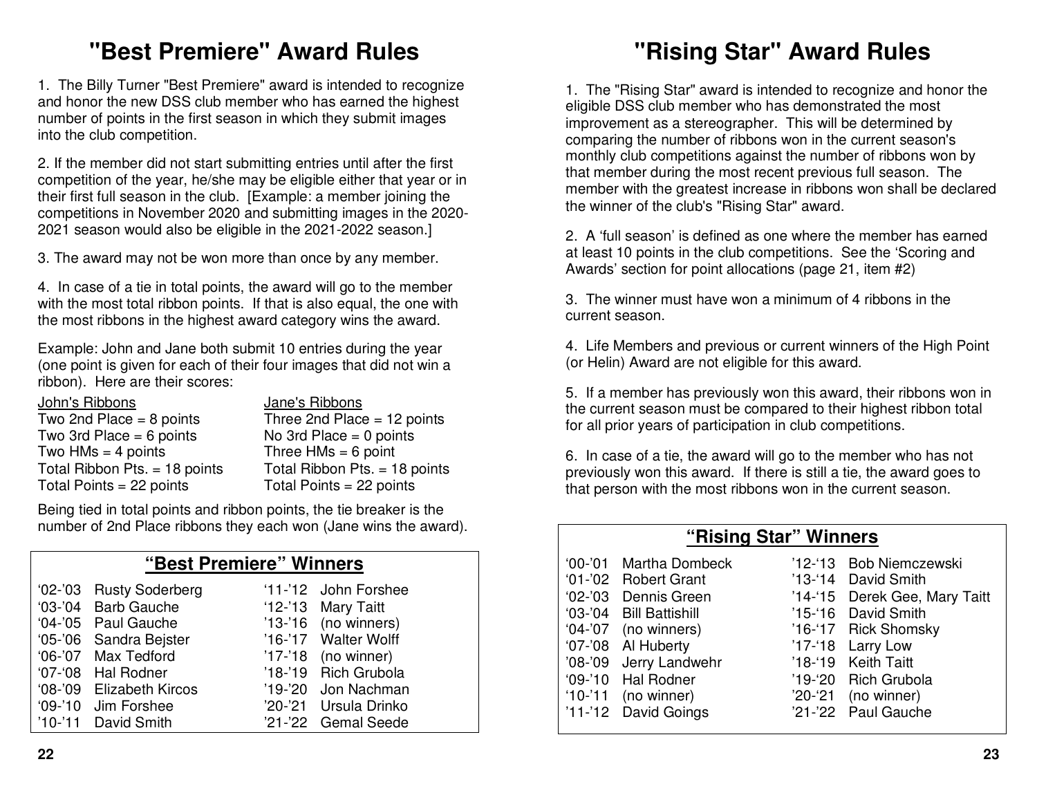# "Best Premiere" Award Rules

1. The Billy Turner "Best Premiere" award is intended to recognize and honor the new DSS club member who has earned the highest number of points in the first season in which they submit images into the club competition.

2. If the member did not start submitting entries until after the first competition of the year, he/she may be eligible either that year or in their first full season in the club. [Example: a member joining the competitions in November 2020 and submitting images in the 2020-2021 season would also be eligible in the 2021-2022 season.]

3. The award may not be won more than once by any member.

4. In case of a tie in total points, the award will go to the member with the most total ribbon points. If that is also equal, the one with the most ribbons in the highest award category wins the award.

Example: John and Jane both submit 10 entries during the year (one point is given for each of their four images that did not win a ribbon). Here are their scores:

| John's Ribbons | Jane's Ribbons |
|---|---|
| Two 2nd Place = 8 points | Three 2nd Place = 12 points |
| Two 3rd Place = 6 points | No 3rd Place = 0 points |
| Two HMs = 4 points | Three HMs = 6 point |
| Total Ribbon Pts. = 18 points | Total Ribbon Pts. = 18 points |
| Total Points = 22 points | Total Points = 22 points |

Being tied in total points and ribbon points, the tie breaker is the number of 2nd Place ribbons they each won (Jane wins the award).

## "Best Premiere" Winners

| Season | Winner | Season | Winner |
|---|---|---|---|
| '02-'03 | Rusty Soderberg | '11-'12 | John Forshee |
| '03-'04 | Barb Gauche | '12-'13 | Mary Taitt |
| '04-'05 | Paul Gauche | '13-'16 | (no winners) |
| '05-'06 | Sandra Bejster | '16-'17 | Walter Wolff |
| '06-'07 | Max Tedford | '17-'18 | (no winner) |
| '07-'08 | Hal Rodner | '18-'19 | Rich Grubola |
| '08-'09 | Elizabeth Kircos | '19-'20 | Jon Nachman |
| '09-'10 | Jim Forshee | '20-'21 | Ursula Drinko |
| '10-'11 | David Smith | '21-'22 | Gemal Seede |

# "Rising Star" Award Rules

1. The "Rising Star" award is intended to recognize and honor the eligible DSS club member who has demonstrated the most improvement as a stereographer. This will be determined by comparing the number of ribbons won in the current season's monthly club competitions against the number of ribbons won by that member during the most recent previous full season. The member with the greatest increase in ribbons won shall be declared the winner of the club's "Rising Star" award.

2. A 'full season' is defined as one where the member has earned at least 10 points in the club competitions. See the 'Scoring and Awards' section for point allocations (page 21, item #2)

3. The winner must have won a minimum of 4 ribbons in the current season.

4. Life Members and previous or current winners of the High Point (or Helin) Award are not eligible for this award.

5. If a member has previously won this award, their ribbons won in the current season must be compared to their highest ribbon total for all prior years of participation in club competitions.

6. In case of a tie, the award will go to the member who has not previously won this award. If there is still a tie, the award goes to that person with the most ribbons won in the current season.

## "Rising Star" Winners

| Season | Winner | Season | Winner |
|---|---|---|---|
| '00-'01 | Martha Dombeck | '12-'13 | Bob Niemczewski |
| '01-'02 | Robert Grant | '13-'14 | David Smith |
| '02-'03 | Dennis Green | '14-'15 | Derek Gee, Mary Taitt |
| '03-'04 | Bill Battishill | '15-'16 | David Smith |
| '04-'07 | (no winners) | '16-'17 | Rick Shomsky |
| '07-'08 | Al Huberty | '17-'18 | Larry Low |
| '08-'09 | Jerry Landwehr | '18-'19 | Keith Taitt |
| '09-'10 | Hal Rodner | '19-'20 | Rich Grubola |
| '10-'11 | (no winner) | '20-'21 | (no winner) |
| '11-'12 | David Goings | '21-'22 | Paul Gauche |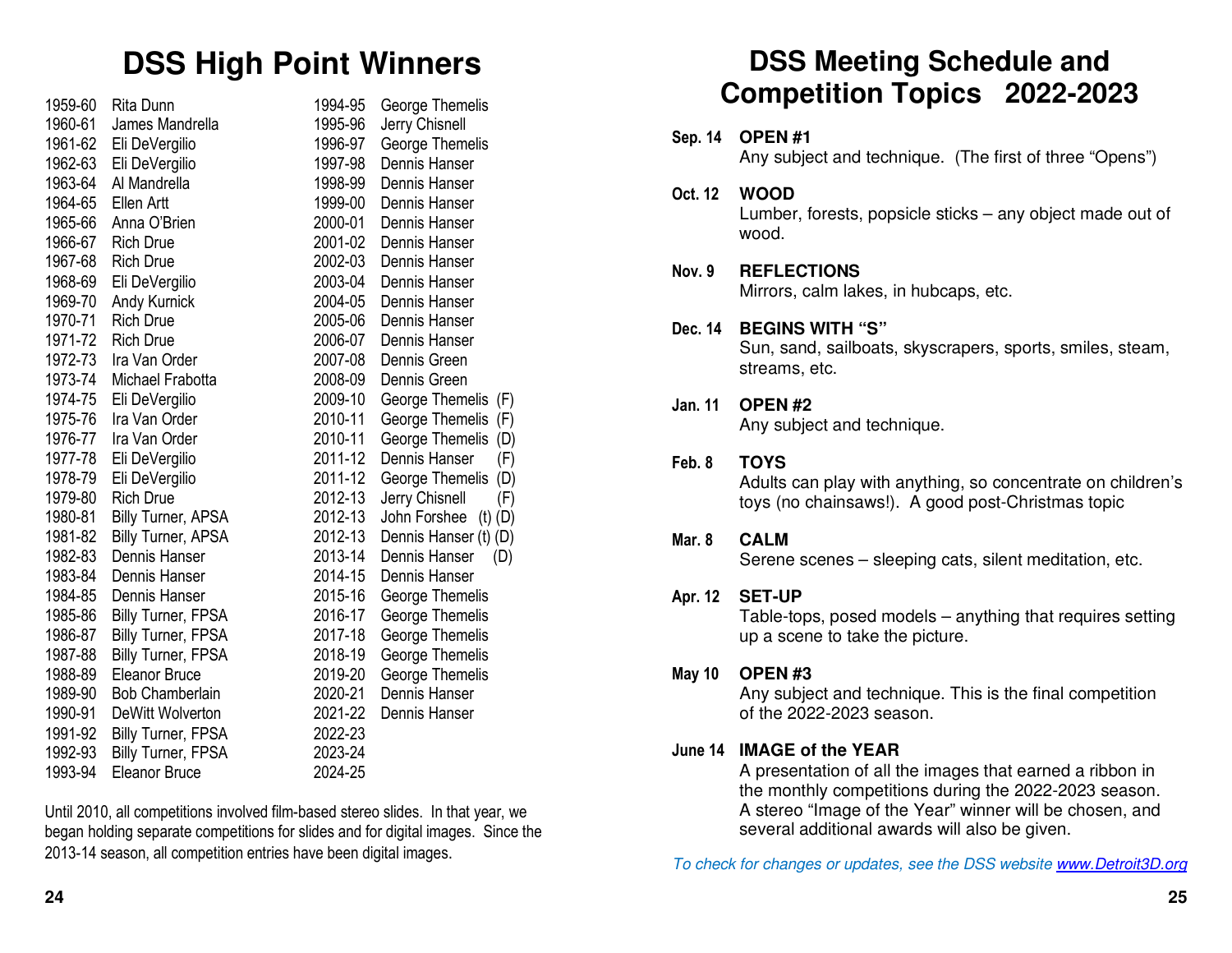# DSS High Point Winners

| | |
|---|---|
| 1959-60 | Rita Dunn |
| 1960-61 | James Mandrella |
| 1961-62 | Eli DeVergilio |
| 1962-63 | Eli DeVergilio |
| 1963-64 | Al Mandrella |
| 1964-65 | Ellen Artt |
| 1965-66 | Anna O'Brien |
| 1966-67 | Rich Drue |
| 1967-68 | Rich Drue |
| 1968-69 | Eli DeVergilio |
| 1969-70 | Andy Kurnick |
| 1970-71 | Rich Drue |
| 1971-72 | Rich Drue |
| 1972-73 | Ira Van Order |
| 1973-74 | Michael Frabotta |
| 1974-75 | Eli DeVergilio |
| 1975-76 | Ira Van Order |
| 1976-77 | Ira Van Order |
| 1977-78 | Eli DeVergilio |
| 1978-79 | Eli DeVergilio |
| 1979-80 | Rich Drue |
| 1980-81 | Billy Turner, APSA |
| 1981-82 | Billy Turner, APSA |
| 1982-83 | Dennis Hanser |
| 1983-84 | Dennis Hanser |
| 1984-85 | Dennis Hanser |
| 1985-86 | Billy Turner, FPSA |
| 1986-87 | Billy Turner, FPSA |
| 1987-88 | Billy Turner, FPSA |
| 1988-89 | Eleanor Bruce |
| 1989-90 | Bob Chamberlain |
| 1990-91 | DeWitt Wolverton |
| 1991-92 | Billy Turner, FPSA |
| 1992-93 | Billy Turner, FPSA |
| 1993-94 | Eleanor Bruce |
| 1994-95 | George Themelis |
| 1995-96 | Jerry Chisnell |
| 1996-97 | George Themelis |
| 1997-98 | Dennis Hanser |
| 1998-99 | Dennis Hanser |
| 1999-00 | Dennis Hanser |
| 2000-01 | Dennis Hanser |
| 2001-02 | Dennis Hanser |
| 2002-03 | Dennis Hanser |
| 2003-04 | Dennis Hanser |
| 2004-05 | Dennis Hanser |
| 2005-06 | Dennis Hanser |
| 2006-07 | Dennis Hanser |
| 2007-08 | Dennis Green |
| 2008-09 | Dennis Green |
| 2009-10 | George Themelis (F) |
| 2010-11 | George Themelis (F) |
| 2010-11 | George Themelis (D) |
| 2011-12 | Dennis Hanser (F) |
| 2011-12 | George Themelis (D) |
| 2012-13 | Jerry Chisnell (F) |
| 2012-13 | John Forshee (t) (D) |
| 2012-13 | Dennis Hanser (t) (D) |
| 2013-14 | Dennis Hanser (D) |
| 2014-15 | Dennis Hanser |
| 2015-16 | George Themelis |
| 2016-17 | George Themelis |
| 2017-18 | George Themelis |
| 2018-19 | George Themelis |
| 2019-20 | George Themelis |
| 2020-21 | Dennis Hanser |
| 2021-22 | Dennis Hanser |
| 2022-23 | |
| 2023-24 | |
| 2024-25 | |

Until 2010, all competitions involved film-based stereo slides. In that year, we began holding separate competitions for slides and for digital images. Since the 2013-14 season, all competition entries have been digital images.

# DSS Meeting Schedule and Competition Topics 2022-2023

**Sep. 14** **OPEN #1**
Any subject and technique. (The first of three "Opens")

**Oct. 12** **WOOD**
Lumber, forests, popsicle sticks – any object made out of wood.

**Nov. 9** **REFLECTIONS**
Mirrors, calm lakes, in hubcaps, etc.

**Dec. 14** **BEGINS WITH "S"**
Sun, sand, sailboats, skyscrapers, sports, smiles, steam, streams, etc.

**Jan. 11** **OPEN #2**
Any subject and technique.

**Feb. 8** **TOYS**
Adults can play with anything, so concentrate on children's toys (no chainsaws!). A good post-Christmas topic

**Mar. 8** **CALM**
Serene scenes – sleeping cats, silent meditation, etc.

**Apr. 12** **SET-UP**
Table-tops, posed models – anything that requires setting up a scene to take the picture.

**May 10** **OPEN #3**
Any subject and technique. This is the final competition of the 2022-2023 season.

**June 14** **IMAGE of the YEAR**
A presentation of all the images that earned a ribbon in the monthly competitions during the 2022-2023 season. A stereo "Image of the Year" winner will be chosen, and several additional awards will also be given.

*To check for changes or updates, see the DSS website [www.Detroit3D.org](www.Detroit3D.org)*